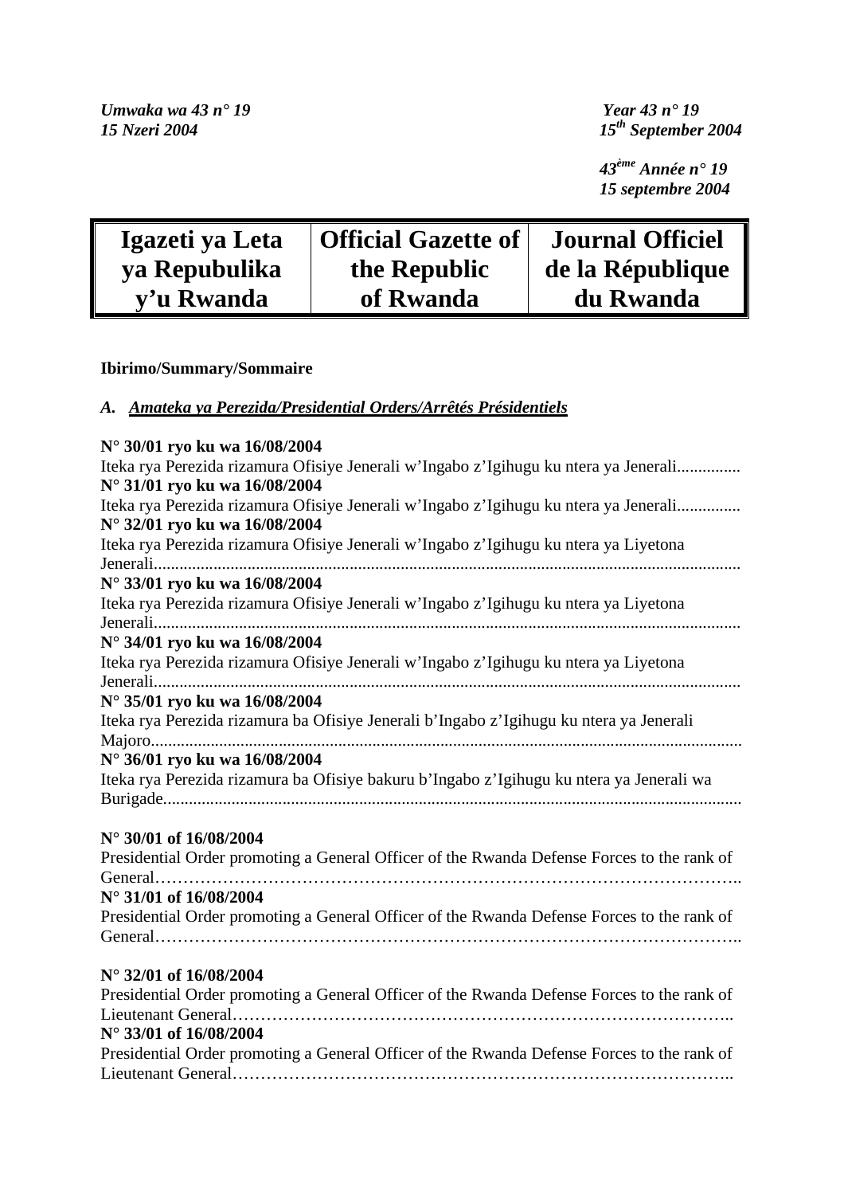*Umwaka wa 43 n° 19*
*15 Nzeri 2004*

*Year 43 n° 19*
*15th September 2004*

*43ème Année n° 19*
*15 septembre 2004*

| Igazeti ya Leta ya Repubulika y'u Rwanda | Official Gazette of the Republic of Rwanda | Journal Officiel de la République du Rwanda |
|---|---|---|

**Ibirimo/Summary/Sommaire**

***A. Amateka ya Perezida/Presidential Orders/Arrêtés Présidentiels***

**N° 30/01 ryo ku wa 16/08/2004**
Iteka rya Perezida rizamura Ofisiye Jenerali w'Ingabo z'Igihugu ku ntera ya Jenerali...............
**N° 31/01 ryo ku wa 16/08/2004**
Iteka rya Perezida rizamura Ofisiye Jenerali w'Ingabo z'Igihugu ku ntera ya Jenerali...............
**N° 32/01 ryo ku wa 16/08/2004**
Iteka rya Perezida rizamura Ofisiye Jenerali w'Ingabo z'Igihugu ku ntera ya Liyetona Jenerali.......................................................................................................................................
**N° 33/01 ryo ku wa 16/08/2004**
Iteka rya Perezida rizamura Ofisiye Jenerali w'Ingabo z'Igihugu ku ntera ya Liyetona Jenerali.......................................................................................................................................
**N° 34/01 ryo ku wa 16/08/2004**
Iteka rya Perezida rizamura Ofisiye Jenerali w'Ingabo z'Igihugu ku ntera ya Liyetona Jenerali.......................................................................................................................................
**N° 35/01 ryo ku wa 16/08/2004**
Iteka rya Perezida rizamura ba Ofisiye Jenerali b'Ingabo z'Igihugu ku ntera ya Jenerali Majoro.......................................................................................................................................
**N° 36/01 ryo ku wa 16/08/2004**
Iteka rya Perezida rizamura ba Ofisiye bakuru b'Ingabo z'Igihugu ku ntera ya Jenerali wa Burigade....................................................................................................................................

**N° 30/01 of 16/08/2004**
Presidential Order promoting a General Officer of the Rwanda Defense Forces to the rank of General…………………………………………………………………………………………..
**N° 31/01 of 16/08/2004**
Presidential Order promoting a General Officer of the Rwanda Defense Forces to the rank of General…………………………………………………………………………………………..

**N° 32/01 of 16/08/2004**
Presidential Order promoting a General Officer of the Rwanda Defense Forces to the rank of Lieutenant General…………………………………………………………………………..
**N° 33/01 of 16/08/2004**
Presidential Order promoting a General Officer of the Rwanda Defense Forces to the rank of Lieutenant General…………………………………………………………………………..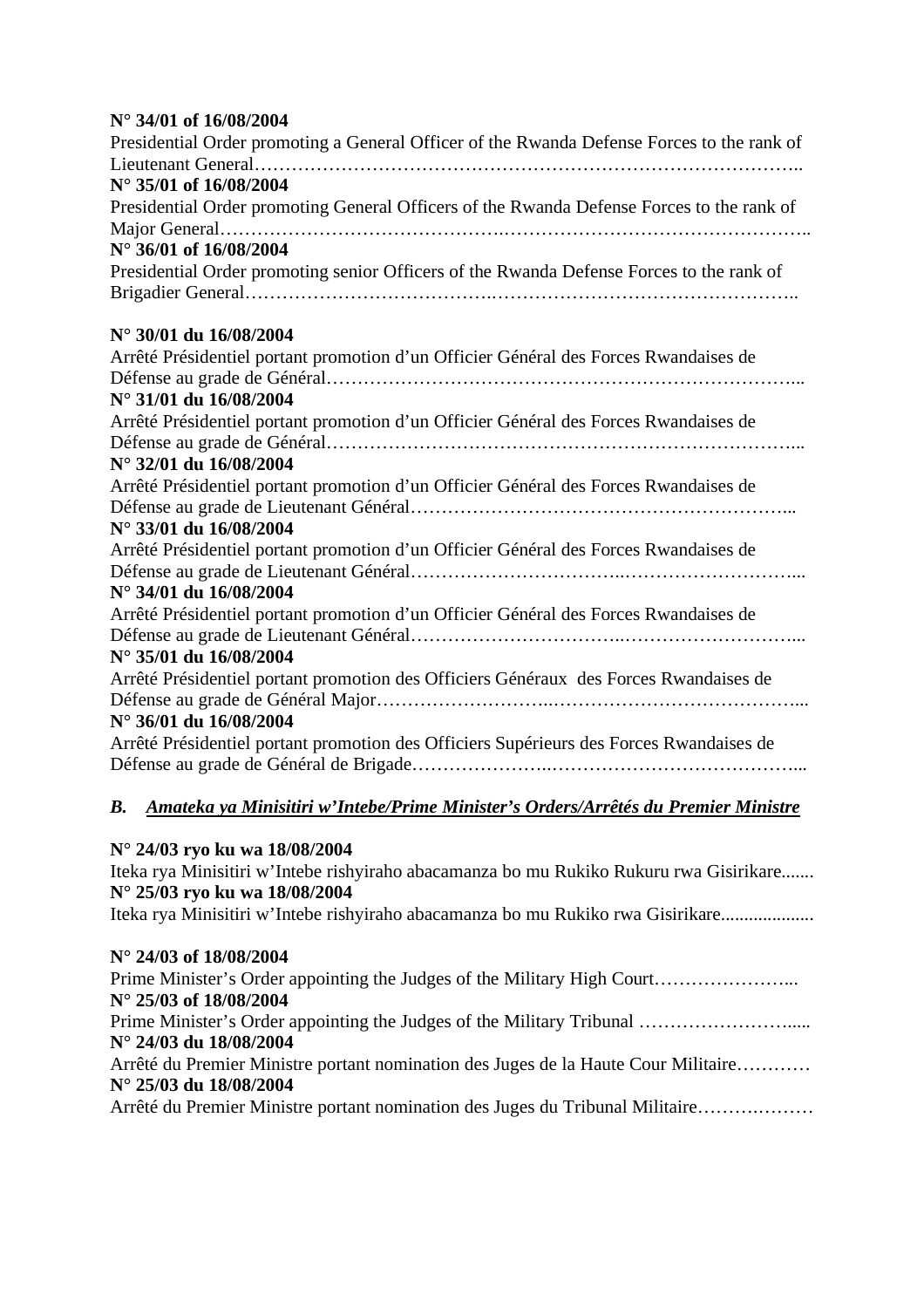**N° 34/01 of 16/08/2004**
Presidential Order promoting a General Officer of the Rwanda Defense Forces to the rank of Lieutenant General………………………………………………………………………………..
**N° 35/01 of 16/08/2004**
Presidential Order promoting General Officers of the Rwanda Defense Forces to the rank of Major General……………………………………….…………………………………………..
**N° 36/01 of 16/08/2004**
Presidential Order promoting senior Officers of the Rwanda Defense Forces to the rank of Brigadier General………………………………..…………………………………………..

**N° 30/01 du 16/08/2004**
Arrêté Présidentiel portant promotion d'un Officier Général des Forces Rwandaises de Défense au grade de Général…………………………………………………………………...
**N° 31/01 du 16/08/2004**
Arrêté Présidentiel portant promotion d'un Officier Général des Forces Rwandaises de Défense au grade de Général…….…………………………………………………….………...
**N° 32/01 du 16/08/2004**
Arrêté Présidentiel portant promotion d'un Officier Général des Forces Rwandaises de Défense au grade de Lieutenant Général……………………………………………………...
**N° 33/01 du 16/08/2004**
Arrêté Présidentiel portant promotion d'un Officier Général des Forces Rwandaises de Défense au grade de Lieutenant Général……………………………..………………………...
**N° 34/01 du 16/08/2004**
Arrêté Présidentiel portant promotion d'un Officier Général des Forces Rwandaises de Défense au grade de Lieutenant Général……………………………..………………………...
**N° 35/01 du 16/08/2004**
Arrêté Présidentiel portant promotion des Officiers Généraux des Forces Rwandaises de Défense au grade de Général Major……………………..…………………………………...
**N° 36/01 du 16/08/2004**
Arrêté Présidentiel portant promotion des Officiers Supérieurs des Forces Rwandaises de Défense au grade de Général de Brigade…………………..…………………………………...

### *B. Amateka ya Minisitiri w'Intebe/Prime Minister's Orders/Arrêtés du Premier Ministre*

**N° 24/03 ryo ku wa 18/08/2004**
Iteka rya Minisitiri w'Intebe rishyiraho abacamanza bo mu Rukiko Rukuru rwa Gisirikare.......
**N° 25/03 ryo ku wa 18/08/2004**
Iteka rya Minisitiri w'Intebe rishyiraho abacamanza bo mu Rukiko rwa Gisirikare...................

**N° 24/03 of 18/08/2004**
Prime Minister's Order appointing the Judges of the Military High Court…………………...
**N° 25/03 of 18/08/2004**
Prime Minister's Order appointing the Judges of the Military Tribunal …………………......
**N° 24/03 du 18/08/2004**
Arrêté du Premier Ministre portant nomination des Juges de la Haute Cour Militaire…………
**N° 25/03 du 18/08/2004**
Arrêté du Premier Ministre portant nomination des Juges du Tribunal Militaire…….………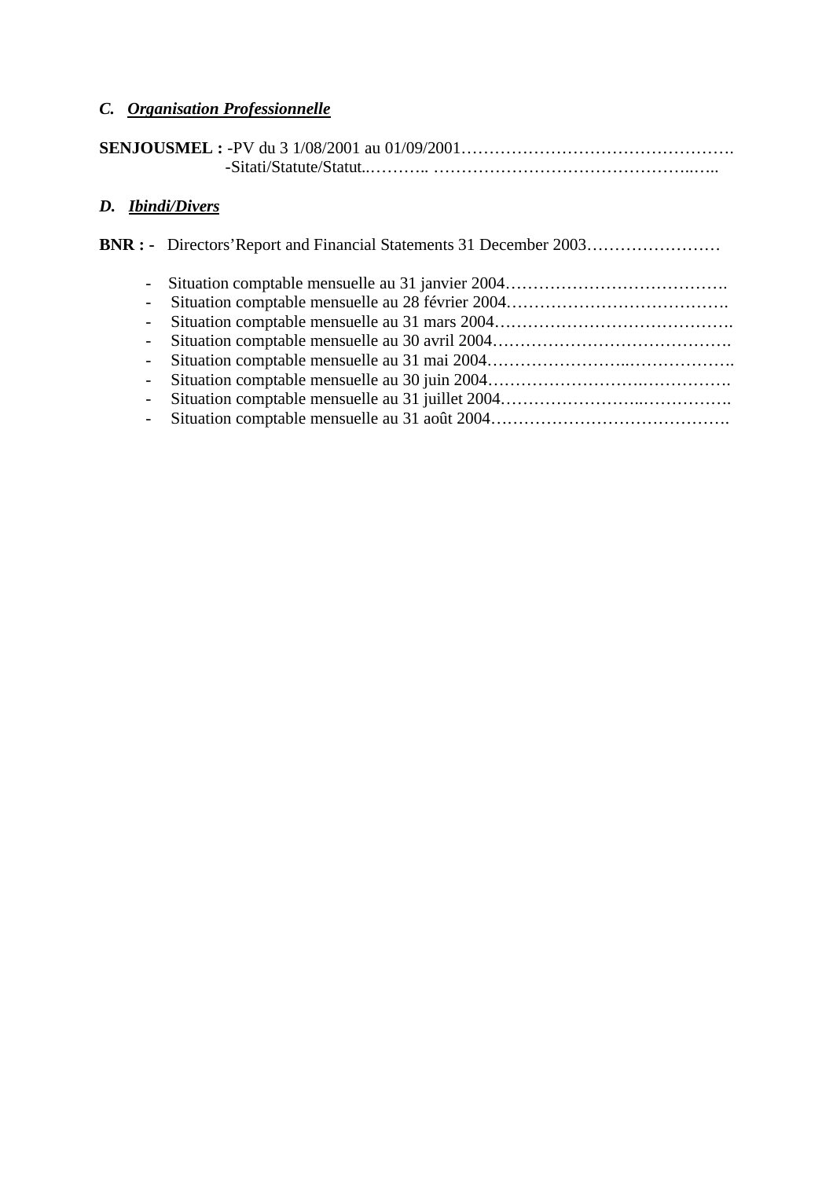### *C. Organisation Professionnelle*

**SENJOUSMEL :** -PV du 3 1/08/2001 au 01/09/2001…………………………………………….
-Sitati/Statute/Statut..……….. ……………………………………….…..

### *D. Ibindi/Divers*

**BNR : -** Directors'Report and Financial Statements 31 December 2003……………………

- Situation comptable mensuelle au 31 janvier 2004………………………………….
- Situation comptable mensuelle au 28 février 2004………………………………….
- Situation comptable mensuelle au 31 mars 2004…………………………………….
- Situation comptable mensuelle au 30 avril 2004…………………………………….
- Situation comptable mensuelle au 31 mai 2004……………………..……………….
- Situation comptable mensuelle au 30 juin 2004………………………..…………….
- Situation comptable mensuelle au 31 juillet 2004……………………..…………….
- Situation comptable mensuelle au 31 août 2004…………………………………….